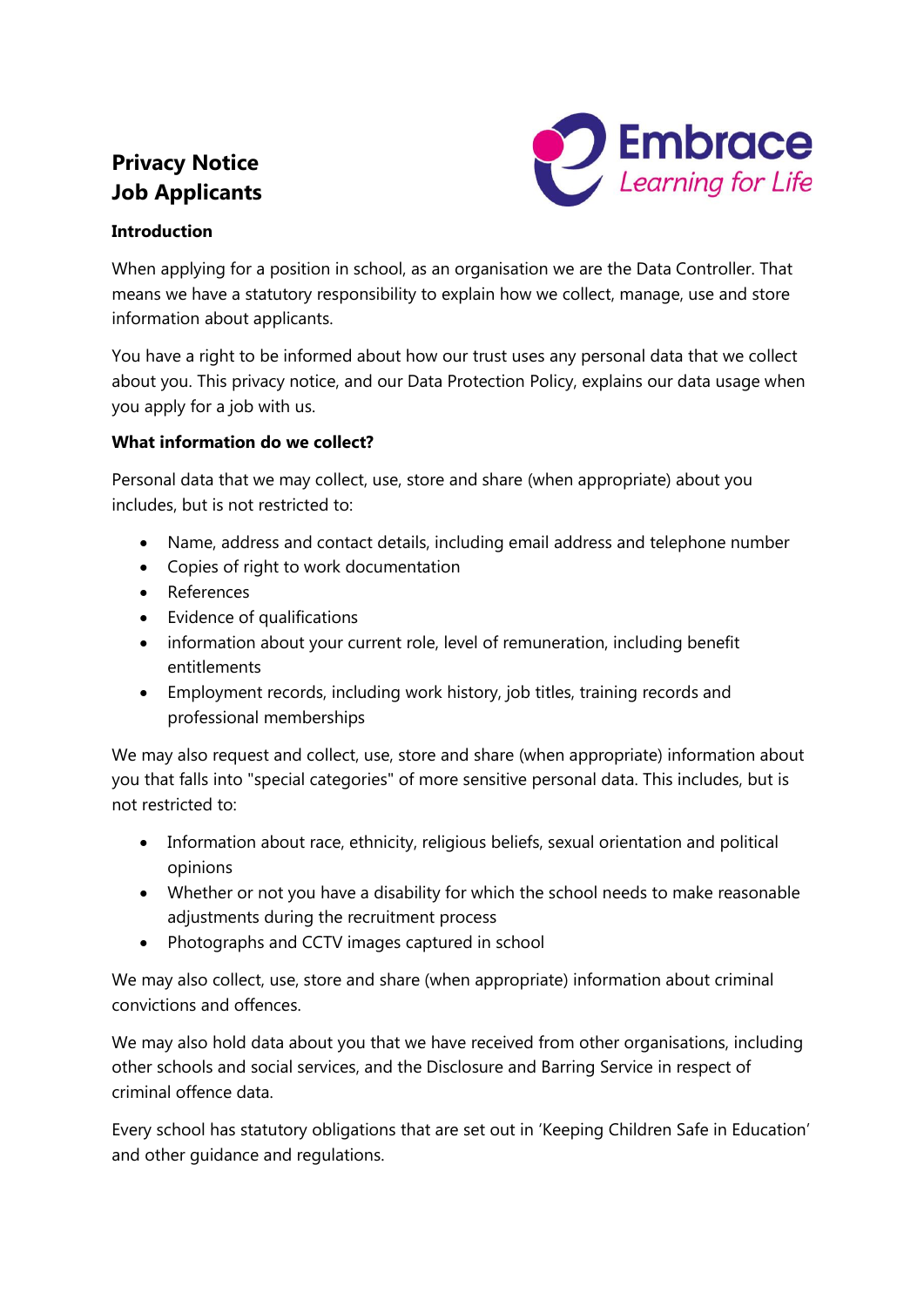# Privacy Notice
# Job Applicants

Embrace
*Learning for Life*

### Introduction

When applying for a position in school, as an organisation we are the Data Controller. That means we have a statutory responsibility to explain how we collect, manage, use and store information about applicants.

You have a right to be informed about how our trust uses any personal data that we collect about you. This privacy notice, and our Data Protection Policy, explains our data usage when you apply for a job with us.

### What information do we collect?

Personal data that we may collect, use, store and share (when appropriate) about you includes, but is not restricted to:

- Name, address and contact details, including email address and telephone number
- Copies of right to work documentation
- References
- Evidence of qualifications
- information about your current role, level of remuneration, including benefit entitlements
- Employment records, including work history, job titles, training records and professional memberships

We may also request and collect, use, store and share (when appropriate) information about you that falls into "special categories" of more sensitive personal data. This includes, but is not restricted to:

- Information about race, ethnicity, religious beliefs, sexual orientation and political opinions
- Whether or not you have a disability for which the school needs to make reasonable adjustments during the recruitment process
- Photographs and CCTV images captured in school

We may also collect, use, store and share (when appropriate) information about criminal convictions and offences.

We may also hold data about you that we have received from other organisations, including other schools and social services, and the Disclosure and Barring Service in respect of criminal offence data.

Every school has statutory obligations that are set out in 'Keeping Children Safe in Education' and other guidance and regulations.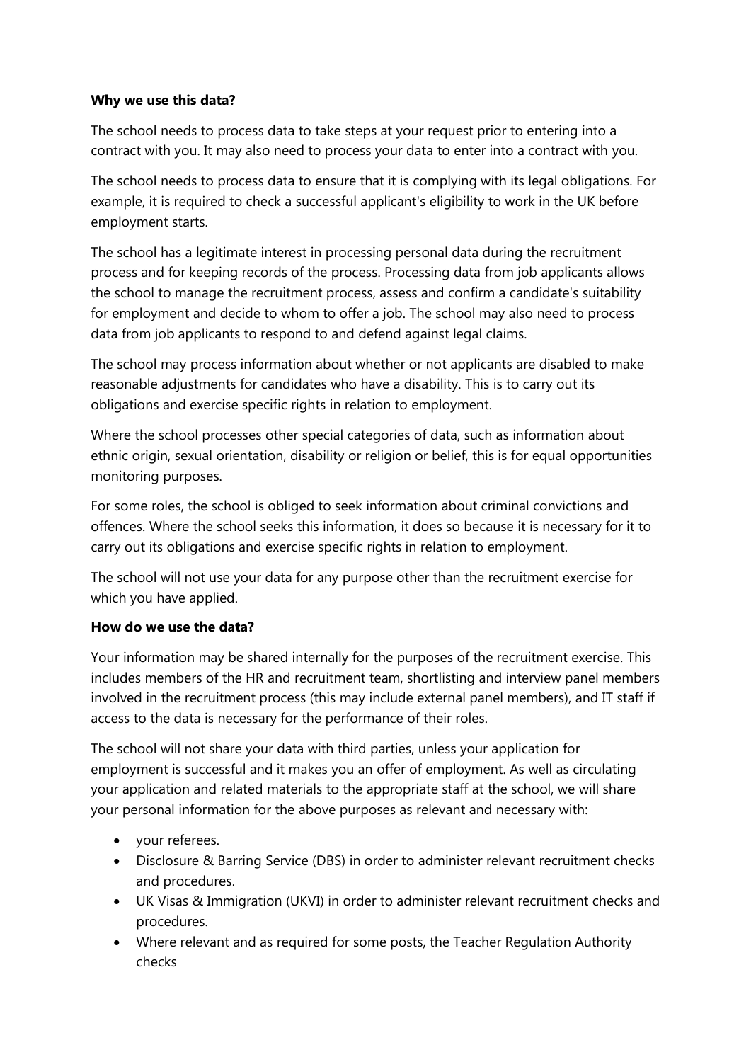**Why we use this data?**

The school needs to process data to take steps at your request prior to entering into a contract with you. It may also need to process your data to enter into a contract with you.

The school needs to process data to ensure that it is complying with its legal obligations. For example, it is required to check a successful applicant's eligibility to work in the UK before employment starts.

The school has a legitimate interest in processing personal data during the recruitment process and for keeping records of the process. Processing data from job applicants allows the school to manage the recruitment process, assess and confirm a candidate's suitability for employment and decide to whom to offer a job. The school may also need to process data from job applicants to respond to and defend against legal claims.

The school may process information about whether or not applicants are disabled to make reasonable adjustments for candidates who have a disability. This is to carry out its obligations and exercise specific rights in relation to employment.

Where the school processes other special categories of data, such as information about ethnic origin, sexual orientation, disability or religion or belief, this is for equal opportunities monitoring purposes.

For some roles, the school is obliged to seek information about criminal convictions and offences. Where the school seeks this information, it does so because it is necessary for it to carry out its obligations and exercise specific rights in relation to employment.

The school will not use your data for any purpose other than the recruitment exercise for which you have applied.

**How do we use the data?**

Your information may be shared internally for the purposes of the recruitment exercise. This includes members of the HR and recruitment team, shortlisting and interview panel members involved in the recruitment process (this may include external panel members), and IT staff if access to the data is necessary for the performance of their roles.

The school will not share your data with third parties, unless your application for employment is successful and it makes you an offer of employment. As well as circulating your application and related materials to the appropriate staff at the school, we will share your personal information for the above purposes as relevant and necessary with:

- your referees.
- Disclosure & Barring Service (DBS) in order to administer relevant recruitment checks and procedures.
- UK Visas & Immigration (UKVI) in order to administer relevant recruitment checks and procedures.
- Where relevant and as required for some posts, the Teacher Regulation Authority checks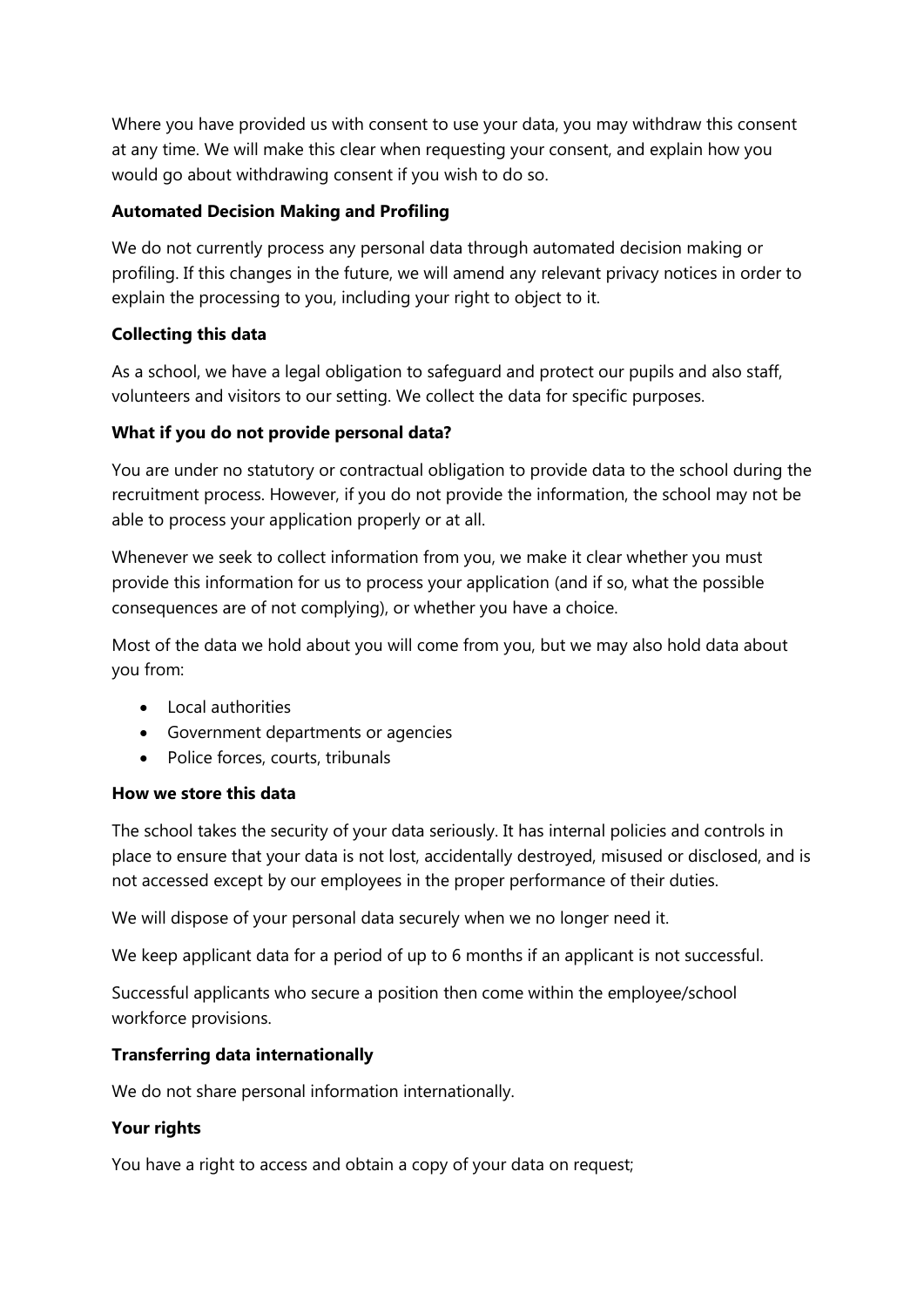Where you have provided us with consent to use your data, you may withdraw this consent at any time. We will make this clear when requesting your consent, and explain how you would go about withdrawing consent if you wish to do so.

**Automated Decision Making and Profiling**

We do not currently process any personal data through automated decision making or profiling. If this changes in the future, we will amend any relevant privacy notices in order to explain the processing to you, including your right to object to it.

**Collecting this data**

As a school, we have a legal obligation to safeguard and protect our pupils and also staff, volunteers and visitors to our setting. We collect the data for specific purposes.

**What if you do not provide personal data?**

You are under no statutory or contractual obligation to provide data to the school during the recruitment process. However, if you do not provide the information, the school may not be able to process your application properly or at all.

Whenever we seek to collect information from you, we make it clear whether you must provide this information for us to process your application (and if so, what the possible consequences are of not complying), or whether you have a choice.

Most of the data we hold about you will come from you, but we may also hold data about you from:

- Local authorities
- Government departments or agencies
- Police forces, courts, tribunals

**How we store this data**

The school takes the security of your data seriously. It has internal policies and controls in place to ensure that your data is not lost, accidentally destroyed, misused or disclosed, and is not accessed except by our employees in the proper performance of their duties.

We will dispose of your personal data securely when we no longer need it.

We keep applicant data for a period of up to 6 months if an applicant is not successful.

Successful applicants who secure a position then come within the employee/school workforce provisions.

**Transferring data internationally**

We do not share personal information internationally.

**Your rights**

You have a right to access and obtain a copy of your data on request;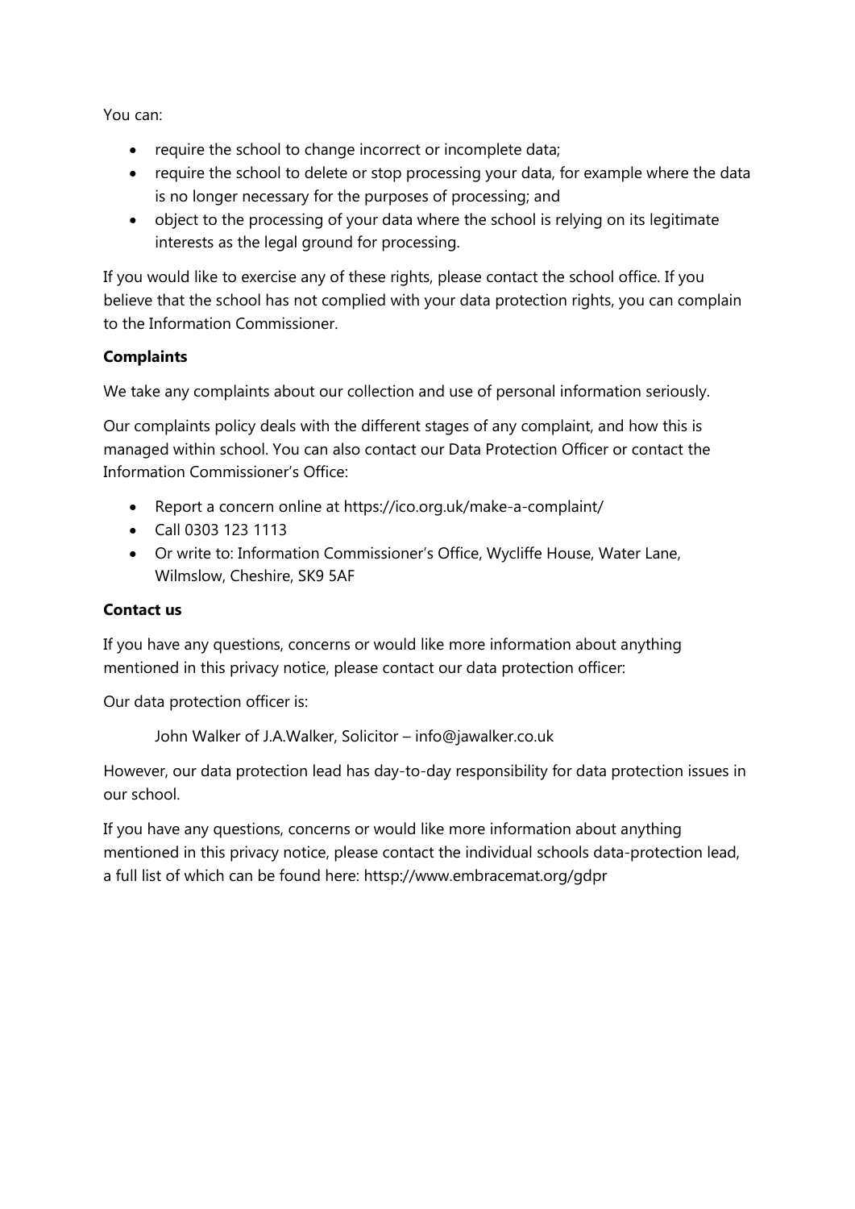You can:

- require the school to change incorrect or incomplete data;
- require the school to delete or stop processing your data, for example where the data is no longer necessary for the purposes of processing; and
- object to the processing of your data where the school is relying on its legitimate interests as the legal ground for processing.

If you would like to exercise any of these rights, please contact the school office. If you believe that the school has not complied with your data protection rights, you can complain to the Information Commissioner.

**Complaints**

We take any complaints about our collection and use of personal information seriously.

Our complaints policy deals with the different stages of any complaint, and how this is managed within school. You can also contact our Data Protection Officer or contact the Information Commissioner's Office:

- Report a concern online at https://ico.org.uk/make-a-complaint/
- Call 0303 123 1113
- Or write to: Information Commissioner's Office, Wycliffe House, Water Lane, Wilmslow, Cheshire, SK9 5AF

**Contact us**

If you have any questions, concerns or would like more information about anything mentioned in this privacy notice, please contact our data protection officer:

Our data protection officer is:

John Walker of J.A.Walker, Solicitor – info@jawalker.co.uk

However, our data protection lead has day-to-day responsibility for data protection issues in our school.

If you have any questions, concerns or would like more information about anything mentioned in this privacy notice, please contact the individual schools data-protection lead, a full list of which can be found here: httsp://www.embracemat.org/gdpr